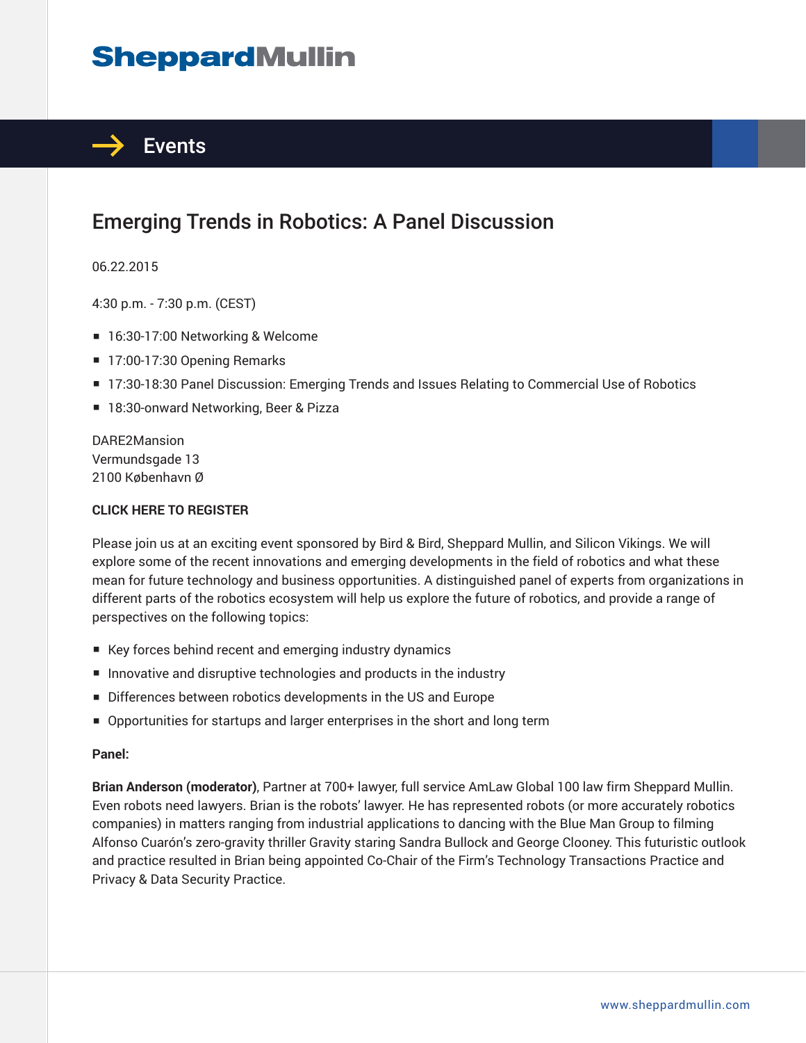Sheppard Mullin

# Events

## Emerging Trends in Robotics: A Panel Discussion

06.22.2015

4:30 p.m. - 7:30 p.m. (CEST)

- 16:30-17:00 Networking & Welcome
- 17:00-17:30 Opening Remarks
- 17:30-18:30 Panel Discussion: Emerging Trends and Issues Relating to Commercial Use of Robotics
- 18:30-onward Networking, Beer & Pizza

DARE2Mansion
Vermundsgade 13
2100 København Ø

**CLICK HERE TO REGISTER**

Please join us at an exciting event sponsored by Bird & Bird, Sheppard Mullin, and Silicon Vikings. We will explore some of the recent innovations and emerging developments in the field of robotics and what these mean for future technology and business opportunities. A distinguished panel of experts from organizations in different parts of the robotics ecosystem will help us explore the future of robotics, and provide a range of perspectives on the following topics:

- Key forces behind recent and emerging industry dynamics
- Innovative and disruptive technologies and products in the industry
- Differences between robotics developments in the US and Europe
- Opportunities for startups and larger enterprises in the short and long term

**Panel:**

**Brian Anderson (moderator)**, Partner at 700+ lawyer, full service AmLaw Global 100 law firm Sheppard Mullin. Even robots need lawyers. Brian is the robots' lawyer. He has represented robots (or more accurately robotics companies) in matters ranging from industrial applications to dancing with the Blue Man Group to filming Alfonso Cuarón's zero-gravity thriller Gravity staring Sandra Bullock and George Clooney. This futuristic outlook and practice resulted in Brian being appointed Co-Chair of the Firm's Technology Transactions Practice and Privacy & Data Security Practice.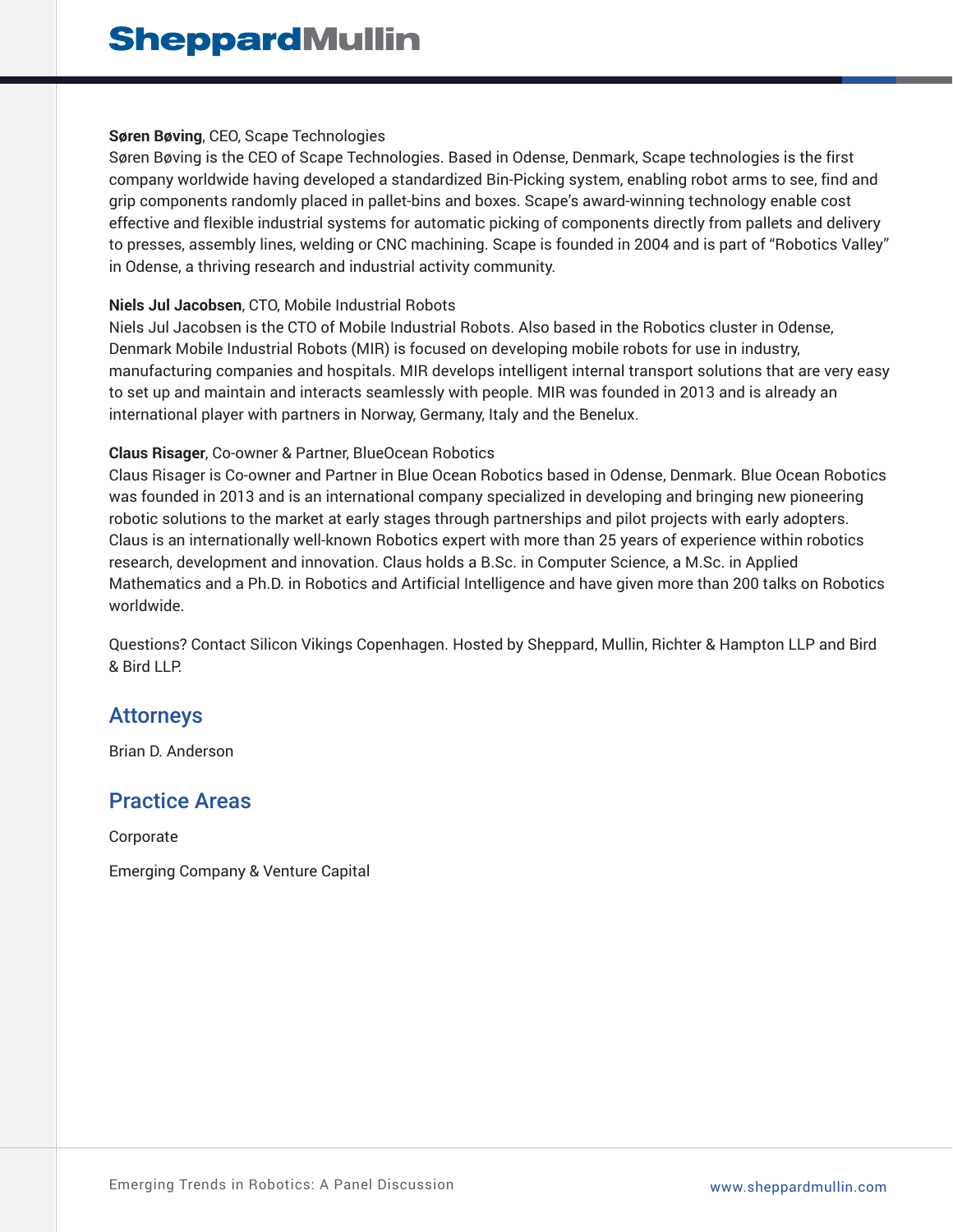**Søren Bøving**, CEO, Scape Technologies

Søren Bøving is the CEO of Scape Technologies. Based in Odense, Denmark, Scape technologies is the first company worldwide having developed a standardized Bin-Picking system, enabling robot arms to see, find and grip components randomly placed in pallet-bins and boxes. Scape's award-winning technology enable cost effective and flexible industrial systems for automatic picking of components directly from pallets and delivery to presses, assembly lines, welding or CNC machining. Scape is founded in 2004 and is part of "Robotics Valley" in Odense, a thriving research and industrial activity community.

**Niels Jul Jacobsen**, CTO, Mobile Industrial Robots

Niels Jul Jacobsen is the CTO of Mobile Industrial Robots. Also based in the Robotics cluster in Odense, Denmark Mobile Industrial Robots (MIR) is focused on developing mobile robots for use in industry, manufacturing companies and hospitals. MIR develops intelligent internal transport solutions that are very easy to set up and maintain and interacts seamlessly with people. MIR was founded in 2013 and is already an international player with partners in Norway, Germany, Italy and the Benelux.

**Claus Risager**, Co-owner & Partner, BlueOcean Robotics

Claus Risager is Co-owner and Partner in Blue Ocean Robotics based in Odense, Denmark. Blue Ocean Robotics was founded in 2013 and is an international company specialized in developing and bringing new pioneering robotic solutions to the market at early stages through partnerships and pilot projects with early adopters. Claus is an internationally well-known Robotics expert with more than 25 years of experience within robotics research, development and innovation. Claus holds a B.Sc. in Computer Science, a M.Sc. in Applied Mathematics and a Ph.D. in Robotics and Artificial Intelligence and have given more than 200 talks on Robotics worldwide.

Questions? Contact Silicon Vikings Copenhagen. Hosted by Sheppard, Mullin, Richter & Hampton LLP and Bird & Bird LLP.

## Attorneys

Brian D. Anderson

## Practice Areas

Corporate

Emerging Company & Venture Capital